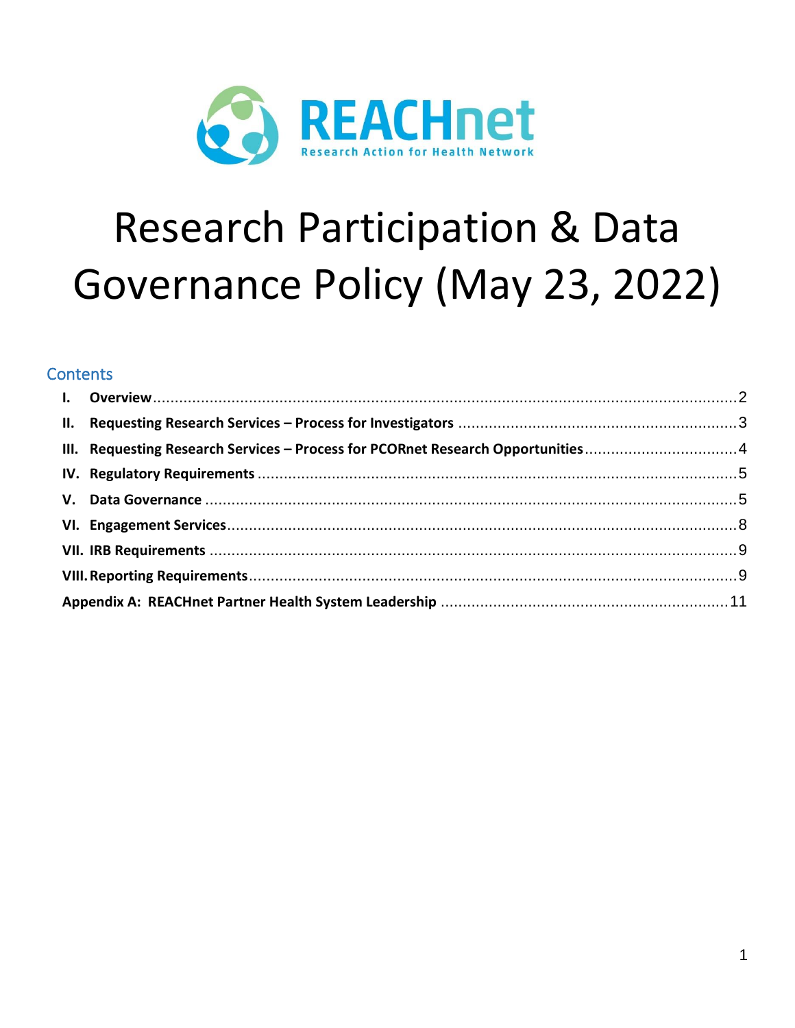REACHnet

Research Action for Health Network

# Research Participation & Data Governance Policy (May 23, 2022)

## Contents

- I. Overview ........ 2
- II. Requesting Research Services – Process for Investigators ........ 3
- III. Requesting Research Services – Process for PCORnet Research Opportunities ........ 4
- IV. Regulatory Requirements ........ 5
- V. Data Governance ........ 5
- VI. Engagement Services ........ 8
- VII. IRB Requirements ........ 9
- VIII. Reporting Requirements ........ 9
- Appendix A: REACHnet Partner Health System Leadership ........ 11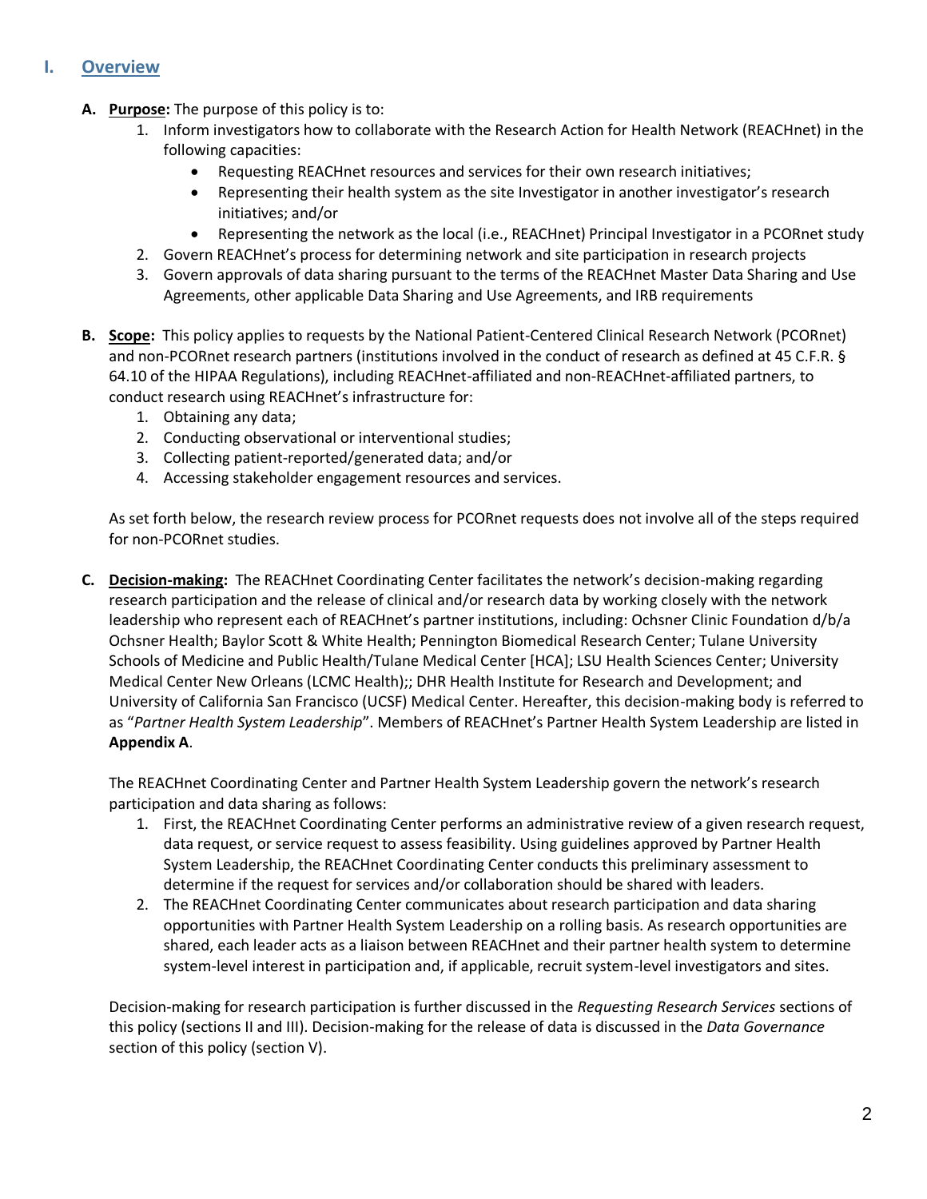# I. Overview

**A. Purpose:** The purpose of this policy is to:

1. Inform investigators how to collaborate with the Research Action for Health Network (REACHnet) in the following capacities:
   - Requesting REACHnet resources and services for their own research initiatives;
   - Representing their health system as the site Investigator in another investigator's research initiatives; and/or
   - Representing the network as the local (i.e., REACHnet) Principal Investigator in a PCORnet study
2. Govern REACHnet's process for determining network and site participation in research projects
3. Govern approvals of data sharing pursuant to the terms of the REACHnet Master Data Sharing and Use Agreements, other applicable Data Sharing and Use Agreements, and IRB requirements

**B. Scope:** This policy applies to requests by the National Patient-Centered Clinical Research Network (PCORnet) and non-PCORnet research partners (institutions involved in the conduct of research as defined at 45 C.F.R. § 64.10 of the HIPAA Regulations), including REACHnet-affiliated and non-REACHnet-affiliated partners, to conduct research using REACHnet's infrastructure for:

1. Obtaining any data;
2. Conducting observational or interventional studies;
3. Collecting patient-reported/generated data; and/or
4. Accessing stakeholder engagement resources and services.

As set forth below, the research review process for PCORnet requests does not involve all of the steps required for non-PCORnet studies.

**C. Decision-making:** The REACHnet Coordinating Center facilitates the network's decision-making regarding research participation and the release of clinical and/or research data by working closely with the network leadership who represent each of REACHnet's partner institutions, including: Ochsner Clinic Foundation d/b/a Ochsner Health; Baylor Scott & White Health; Pennington Biomedical Research Center; Tulane University Schools of Medicine and Public Health/Tulane Medical Center [HCA]; LSU Health Sciences Center; University Medical Center New Orleans (LCMC Health);; DHR Health Institute for Research and Development; and University of California San Francisco (UCSF) Medical Center. Hereafter, this decision-making body is referred to as "*Partner Health System Leadership*". Members of REACHnet's Partner Health System Leadership are listed in **Appendix A**.

The REACHnet Coordinating Center and Partner Health System Leadership govern the network's research participation and data sharing as follows:

1. First, the REACHnet Coordinating Center performs an administrative review of a given research request, data request, or service request to assess feasibility. Using guidelines approved by Partner Health System Leadership, the REACHnet Coordinating Center conducts this preliminary assessment to determine if the request for services and/or collaboration should be shared with leaders.
2. The REACHnet Coordinating Center communicates about research participation and data sharing opportunities with Partner Health System Leadership on a rolling basis. As research opportunities are shared, each leader acts as a liaison between REACHnet and their partner health system to determine system-level interest in participation and, if applicable, recruit system-level investigators and sites.

Decision-making for research participation is further discussed in the *Requesting Research Services* sections of this policy (sections II and III). Decision-making for the release of data is discussed in the *Data Governance* section of this policy (section V).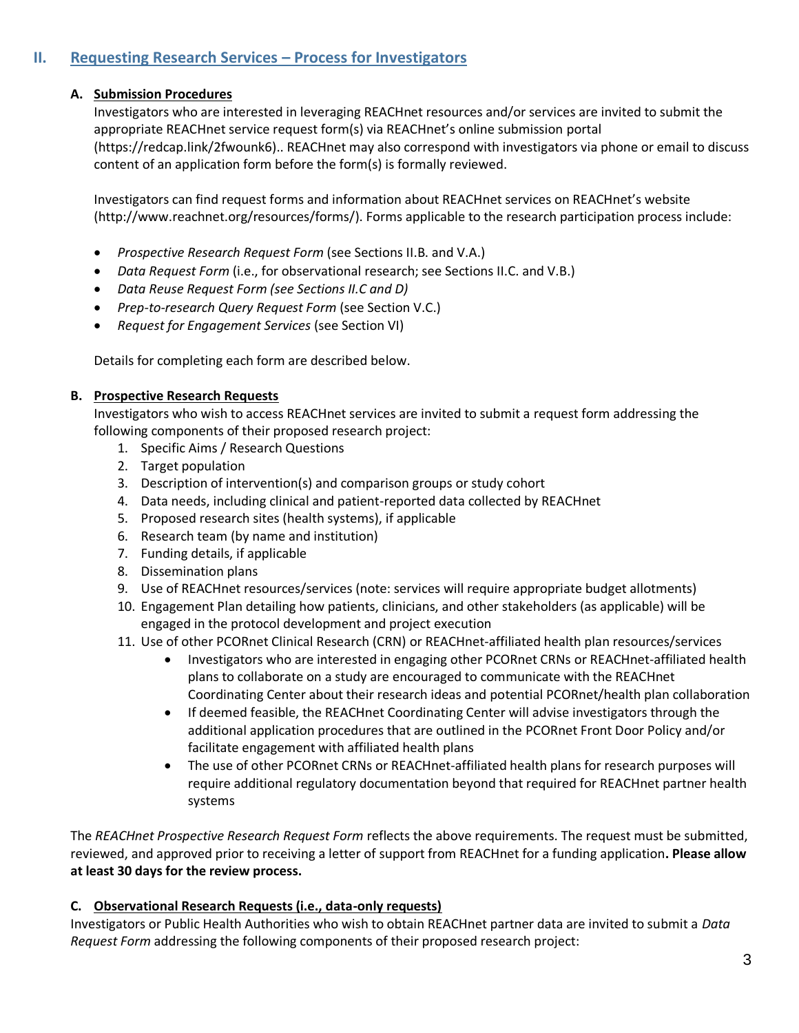## II. Requesting Research Services – Process for Investigators

### A. Submission Procedures

Investigators who are interested in leveraging REACHnet resources and/or services are invited to submit the appropriate REACHnet service request form(s) via REACHnet's online submission portal (https://redcap.link/2fwounk6).. REACHnet may also correspond with investigators via phone or email to discuss content of an application form before the form(s) is formally reviewed.

Investigators can find request forms and information about REACHnet services on REACHnet's website (http://www.reachnet.org/resources/forms/). Forms applicable to the research participation process include:

- *Prospective Research Request Form* (see Sections II.B. and V.A.)
- *Data Request Form* (i.e., for observational research; see Sections II.C. and V.B.)
- *Data Reuse Request Form (see Sections II.C and D)*
- *Prep-to-research Query Request Form* (see Section V.C.)
- *Request for Engagement Services* (see Section VI)

Details for completing each form are described below.

### B. Prospective Research Requests

Investigators who wish to access REACHnet services are invited to submit a request form addressing the following components of their proposed research project:

1. Specific Aims / Research Questions
2. Target population
3. Description of intervention(s) and comparison groups or study cohort
4. Data needs, including clinical and patient-reported data collected by REACHnet
5. Proposed research sites (health systems), if applicable
6. Research team (by name and institution)
7. Funding details, if applicable
8. Dissemination plans
9. Use of REACHnet resources/services (note: services will require appropriate budget allotments)
10. Engagement Plan detailing how patients, clinicians, and other stakeholders (as applicable) will be engaged in the protocol development and project execution
11. Use of other PCORnet Clinical Research (CRN) or REACHnet-affiliated health plan resources/services
    - Investigators who are interested in engaging other PCORnet CRNs or REACHnet-affiliated health plans to collaborate on a study are encouraged to communicate with the REACHnet Coordinating Center about their research ideas and potential PCORnet/health plan collaboration
    - If deemed feasible, the REACHnet Coordinating Center will advise investigators through the additional application procedures that are outlined in the PCORnet Front Door Policy and/or facilitate engagement with affiliated health plans
    - The use of other PCORnet CRNs or REACHnet-affiliated health plans for research purposes will require additional regulatory documentation beyond that required for REACHnet partner health systems

The *REACHnet Prospective Research Request Form* reflects the above requirements. The request must be submitted, reviewed, and approved prior to receiving a letter of support from REACHnet for a funding application**. Please allow at least 30 days for the review process.**

### C. Observational Research Requests (i.e., data-only requests)

Investigators or Public Health Authorities who wish to obtain REACHnet partner data are invited to submit a *Data Request Form* addressing the following components of their proposed research project: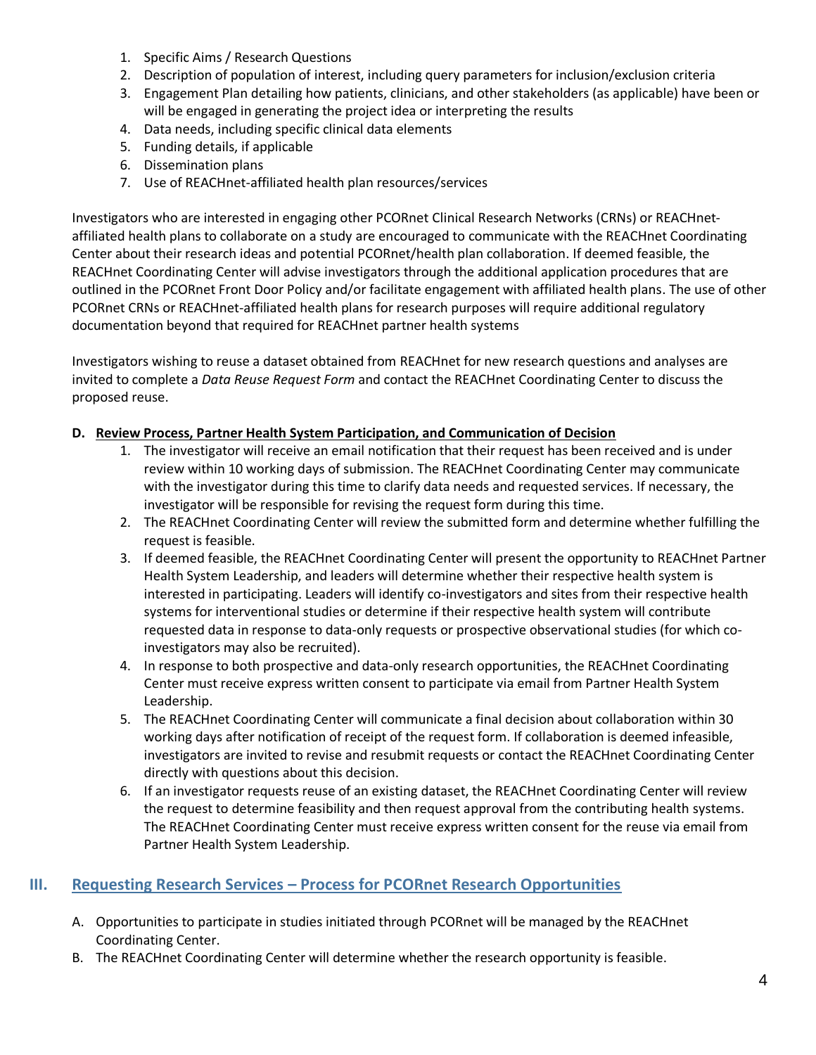1. Specific Aims / Research Questions
2. Description of population of interest, including query parameters for inclusion/exclusion criteria
3. Engagement Plan detailing how patients, clinicians, and other stakeholders (as applicable) have been or will be engaged in generating the project idea or interpreting the results
4. Data needs, including specific clinical data elements
5. Funding details, if applicable
6. Dissemination plans
7. Use of REACHnet-affiliated health plan resources/services

Investigators who are interested in engaging other PCORnet Clinical Research Networks (CRNs) or REACHnet-affiliated health plans to collaborate on a study are encouraged to communicate with the REACHnet Coordinating Center about their research ideas and potential PCORnet/health plan collaboration. If deemed feasible, the REACHnet Coordinating Center will advise investigators through the additional application procedures that are outlined in the PCORnet Front Door Policy and/or facilitate engagement with affiliated health plans. The use of other PCORnet CRNs or REACHnet-affiliated health plans for research purposes will require additional regulatory documentation beyond that required for REACHnet partner health systems

Investigators wishing to reuse a dataset obtained from REACHnet for new research questions and analyses are invited to complete a *Data Reuse Request Form* and contact the REACHnet Coordinating Center to discuss the proposed reuse.

**D. Review Process, Partner Health System Participation, and Communication of Decision**

1. The investigator will receive an email notification that their request has been received and is under review within 10 working days of submission. The REACHnet Coordinating Center may communicate with the investigator during this time to clarify data needs and requested services. If necessary, the investigator will be responsible for revising the request form during this time.
2. The REACHnet Coordinating Center will review the submitted form and determine whether fulfilling the request is feasible.
3. If deemed feasible, the REACHnet Coordinating Center will present the opportunity to REACHnet Partner Health System Leadership, and leaders will determine whether their respective health system is interested in participating. Leaders will identify co-investigators and sites from their respective health systems for interventional studies or determine if their respective health system will contribute requested data in response to data-only requests or prospective observational studies (for which co-investigators may also be recruited).
4. In response to both prospective and data-only research opportunities, the REACHnet Coordinating Center must receive express written consent to participate via email from Partner Health System Leadership.
5. The REACHnet Coordinating Center will communicate a final decision about collaboration within 30 working days after notification of receipt of the request form. If collaboration is deemed infeasible, investigators are invited to revise and resubmit requests or contact the REACHnet Coordinating Center directly with questions about this decision.
6. If an investigator requests reuse of an existing dataset, the REACHnet Coordinating Center will review the request to determine feasibility and then request approval from the contributing health systems. The REACHnet Coordinating Center must receive express written consent for the reuse via email from Partner Health System Leadership.

## III. Requesting Research Services – Process for PCORnet Research Opportunities

A. Opportunities to participate in studies initiated through PCORnet will be managed by the REACHnet Coordinating Center.

B. The REACHnet Coordinating Center will determine whether the research opportunity is feasible.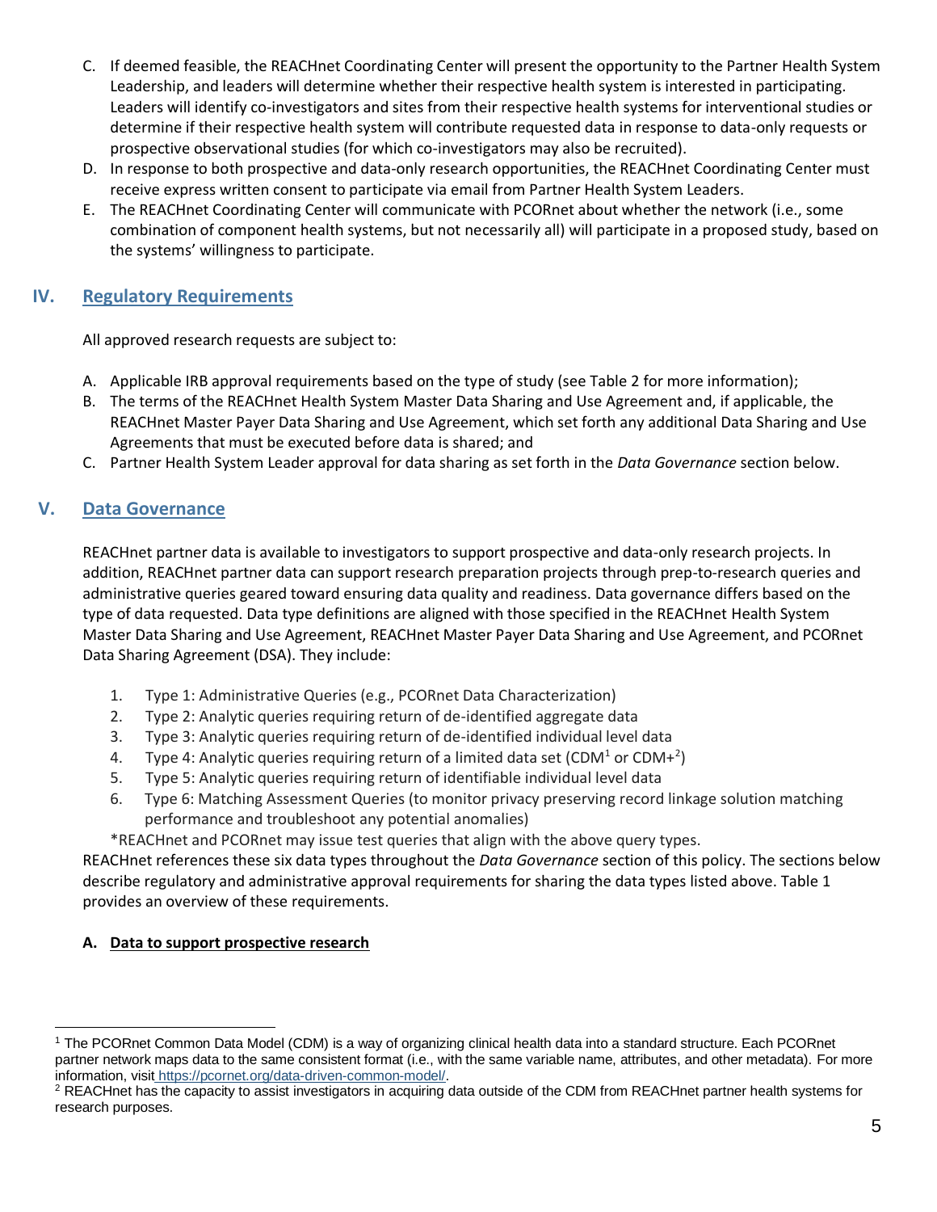C. If deemed feasible, the REACHnet Coordinating Center will present the opportunity to the Partner Health System Leadership, and leaders will determine whether their respective health system is interested in participating. Leaders will identify co-investigators and sites from their respective health systems for interventional studies or determine if their respective health system will contribute requested data in response to data-only requests or prospective observational studies (for which co-investigators may also be recruited).

D. In response to both prospective and data-only research opportunities, the REACHnet Coordinating Center must receive express written consent to participate via email from Partner Health System Leaders.

E. The REACHnet Coordinating Center will communicate with PCORnet about whether the network (i.e., some combination of component health systems, but not necessarily all) will participate in a proposed study, based on the systems' willingness to participate.

## IV. Regulatory Requirements

All approved research requests are subject to:

A. Applicable IRB approval requirements based on the type of study (see Table 2 for more information);

B. The terms of the REACHnet Health System Master Data Sharing and Use Agreement and, if applicable, the REACHnet Master Payer Data Sharing and Use Agreement, which set forth any additional Data Sharing and Use Agreements that must be executed before data is shared; and

C. Partner Health System Leader approval for data sharing as set forth in the *Data Governance* section below.

## V. Data Governance

REACHnet partner data is available to investigators to support prospective and data-only research projects. In addition, REACHnet partner data can support research preparation projects through prep-to-research queries and administrative queries geared toward ensuring data quality and readiness. Data governance differs based on the type of data requested. Data type definitions are aligned with those specified in the REACHnet Health System Master Data Sharing and Use Agreement, REACHnet Master Payer Data Sharing and Use Agreement, and PCORnet Data Sharing Agreement (DSA). They include:

1. Type 1: Administrative Queries (e.g., PCORnet Data Characterization)
2. Type 2: Analytic queries requiring return of de-identified aggregate data
3. Type 3: Analytic queries requiring return of de-identified individual level data
4. Type 4: Analytic queries requiring return of a limited data set (CDM[1] or CDM+[2])
5. Type 5: Analytic queries requiring return of identifiable individual level data
6. Type 6: Matching Assessment Queries (to monitor privacy preserving record linkage solution matching performance and troubleshoot any potential anomalies)

*REACHnet and PCORnet may issue test queries that align with the above query types.

REACHnet references these six data types throughout the *Data Governance* section of this policy. The sections below describe regulatory and administrative approval requirements for sharing the data types listed above. Table 1 provides an overview of these requirements.

### A. Data to support prospective research

[1] The PCORnet Common Data Model (CDM) is a way of organizing clinical health data into a standard structure. Each PCORnet partner network maps data to the same consistent format (i.e., with the same variable name, attributes, and other metadata). For more information, visit https://pcornet.org/data-driven-common-model/.

[2] REACHnet has the capacity to assist investigators in acquiring data outside of the CDM from REACHnet partner health systems for research purposes.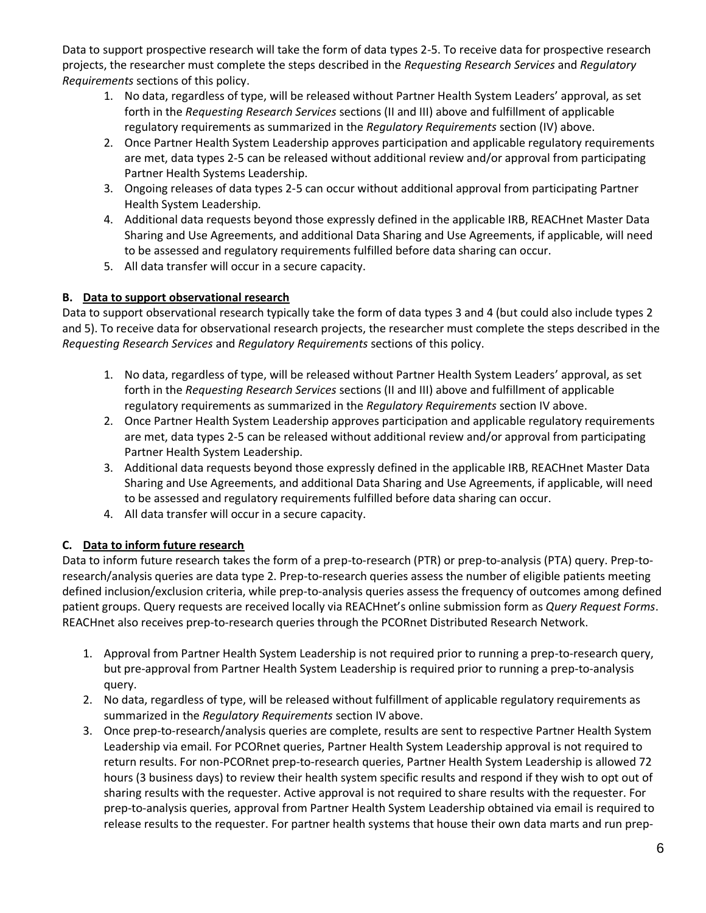Data to support prospective research will take the form of data types 2-5. To receive data for prospective research projects, the researcher must complete the steps described in the *Requesting Research Services* and *Regulatory Requirements* sections of this policy.

1. No data, regardless of type, will be released without Partner Health System Leaders' approval, as set forth in the *Requesting Research Services* sections (II and III) above and fulfillment of applicable regulatory requirements as summarized in the *Regulatory Requirements* section (IV) above.
2. Once Partner Health System Leadership approves participation and applicable regulatory requirements are met, data types 2-5 can be released without additional review and/or approval from participating Partner Health Systems Leadership.
3. Ongoing releases of data types 2-5 can occur without additional approval from participating Partner Health System Leadership.
4. Additional data requests beyond those expressly defined in the applicable IRB, REACHnet Master Data Sharing and Use Agreements, and additional Data Sharing and Use Agreements, if applicable, will need to be assessed and regulatory requirements fulfilled before data sharing can occur.
5. All data transfer will occur in a secure capacity.

**B. <u>Data to support observational research</u>**

Data to support observational research typically take the form of data types 3 and 4 (but could also include types 2 and 5). To receive data for observational research projects, the researcher must complete the steps described in the *Requesting Research Services* and *Regulatory Requirements* sections of this policy.

1. No data, regardless of type, will be released without Partner Health System Leaders' approval, as set forth in the *Requesting Research Services* sections (II and III) above and fulfillment of applicable regulatory requirements as summarized in the *Regulatory Requirements* section IV above.
2. Once Partner Health System Leadership approves participation and applicable regulatory requirements are met, data types 2-5 can be released without additional review and/or approval from participating Partner Health System Leadership.
3. Additional data requests beyond those expressly defined in the applicable IRB, REACHnet Master Data Sharing and Use Agreements, and additional Data Sharing and Use Agreements, if applicable, will need to be assessed and regulatory requirements fulfilled before data sharing can occur.
4. All data transfer will occur in a secure capacity.

**C. <u>Data to inform future research</u>**

Data to inform future research takes the form of a prep-to-research (PTR) or prep-to-analysis (PTA) query. Prep-to-research/analysis queries are data type 2. Prep-to-research queries assess the number of eligible patients meeting defined inclusion/exclusion criteria, while prep-to-analysis queries assess the frequency of outcomes among defined patient groups. Query requests are received locally via REACHnet's online submission form as *Query Request Forms*. REACHnet also receives prep-to-research queries through the PCORnet Distributed Research Network.

1. Approval from Partner Health System Leadership is not required prior to running a prep-to-research query, but pre-approval from Partner Health System Leadership is required prior to running a prep-to-analysis query.
2. No data, regardless of type, will be released without fulfillment of applicable regulatory requirements as summarized in the *Regulatory Requirements* section IV above.
3. Once prep-to-research/analysis queries are complete, results are sent to respective Partner Health System Leadership via email. For PCORnet queries, Partner Health System Leadership approval is not required to return results. For non-PCORnet prep-to-research queries, Partner Health System Leadership is allowed 72 hours (3 business days) to review their health system specific results and respond if they wish to opt out of sharing results with the requester. Active approval is not required to share results with the requester. For prep-to-analysis queries, approval from Partner Health System Leadership obtained via email is required to release results to the requester. For partner health systems that house their own data marts and run prep-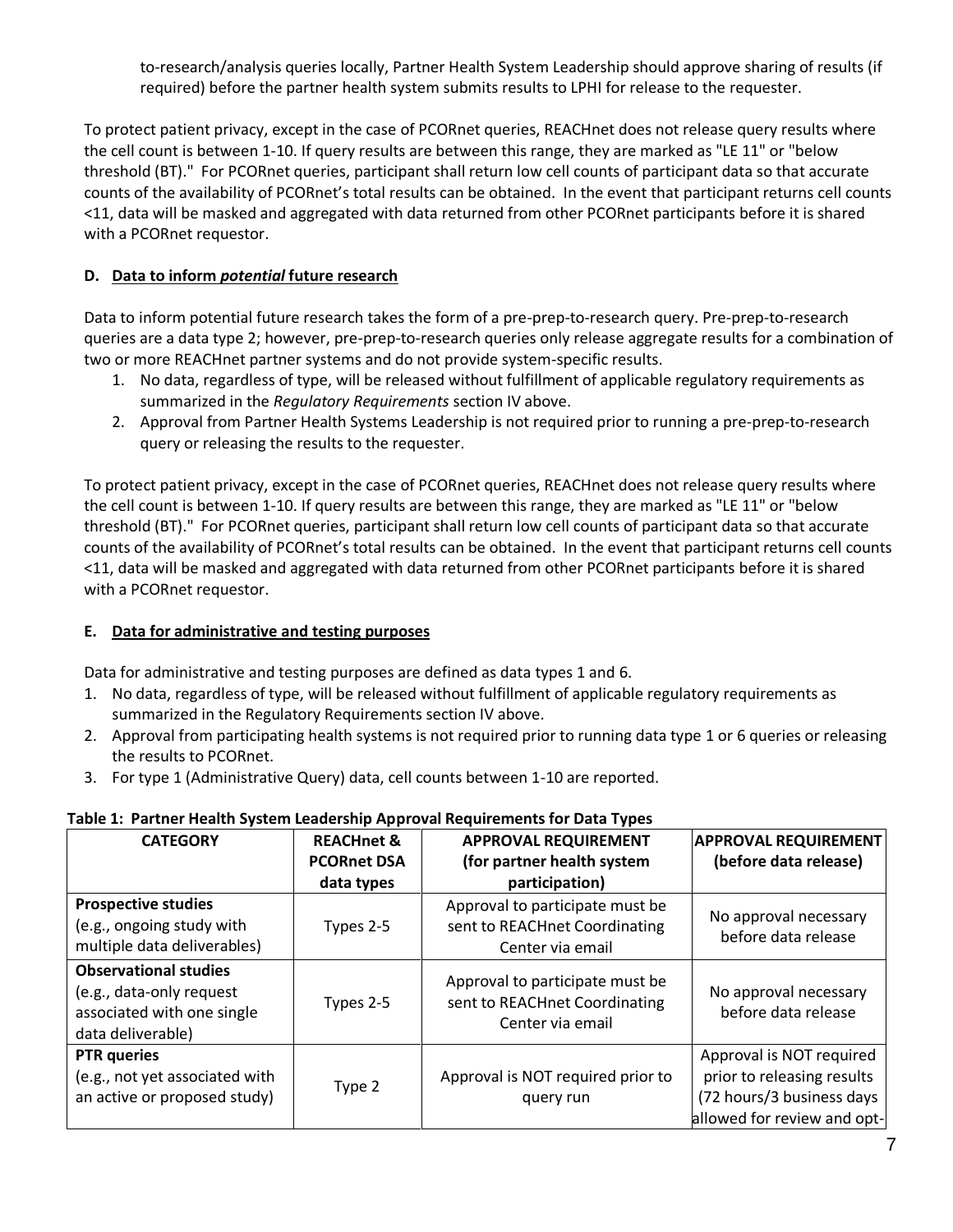to-research/analysis queries locally, Partner Health System Leadership should approve sharing of results (if required) before the partner health system submits results to LPHI for release to the requester.

To protect patient privacy, except in the case of PCORnet queries, REACHnet does not release query results where the cell count is between 1-10. If query results are between this range, they are marked as "LE 11" or "below threshold (BT)." For PCORnet queries, participant shall return low cell counts of participant data so that accurate counts of the availability of PCORnet's total results can be obtained. In the event that participant returns cell counts <11, data will be masked and aggregated with data returned from other PCORnet participants before it is shared with a PCORnet requestor.

**D. Data to inform *potential* future research**

Data to inform potential future research takes the form of a pre-prep-to-research query. Pre-prep-to-research queries are a data type 2; however, pre-prep-to-research queries only release aggregate results for a combination of two or more REACHnet partner systems and do not provide system-specific results.

1. No data, regardless of type, will be released without fulfillment of applicable regulatory requirements as summarized in the *Regulatory Requirements* section IV above.
2. Approval from Partner Health Systems Leadership is not required prior to running a pre-prep-to-research query or releasing the results to the requester.

To protect patient privacy, except in the case of PCORnet queries, REACHnet does not release query results where the cell count is between 1-10. If query results are between this range, they are marked as "LE 11" or "below threshold (BT)." For PCORnet queries, participant shall return low cell counts of participant data so that accurate counts of the availability of PCORnet's total results can be obtained. In the event that participant returns cell counts <11, data will be masked and aggregated with data returned from other PCORnet participants before it is shared with a PCORnet requestor.

**E. Data for administrative and testing purposes**

Data for administrative and testing purposes are defined as data types 1 and 6.

1. No data, regardless of type, will be released without fulfillment of applicable regulatory requirements as summarized in the Regulatory Requirements section IV above.
2. Approval from participating health systems is not required prior to running data type 1 or 6 queries or releasing the results to PCORnet.
3. For type 1 (Administrative Query) data, cell counts between 1-10 are reported.

**Table 1: Partner Health System Leadership Approval Requirements for Data Types**

| CATEGORY | REACHnet & PCORnet DSA data types | APPROVAL REQUIREMENT (for partner health system participation) | APPROVAL REQUIREMENT (before data release) |
|---|---|---|---|
| **Prospective studies** (e.g., ongoing study with multiple data deliverables) | Types 2-5 | Approval to participate must be sent to REACHnet Coordinating Center via email | No approval necessary before data release |
| **Observational studies** (e.g., data-only request associated with one single data deliverable) | Types 2-5 | Approval to participate must be sent to REACHnet Coordinating Center via email | No approval necessary before data release |
| **PTR queries** (e.g., not yet associated with an active or proposed study) | Type 2 | Approval is NOT required prior to query run | Approval is NOT required prior to releasing results (72 hours/3 business days allowed for review and opt- |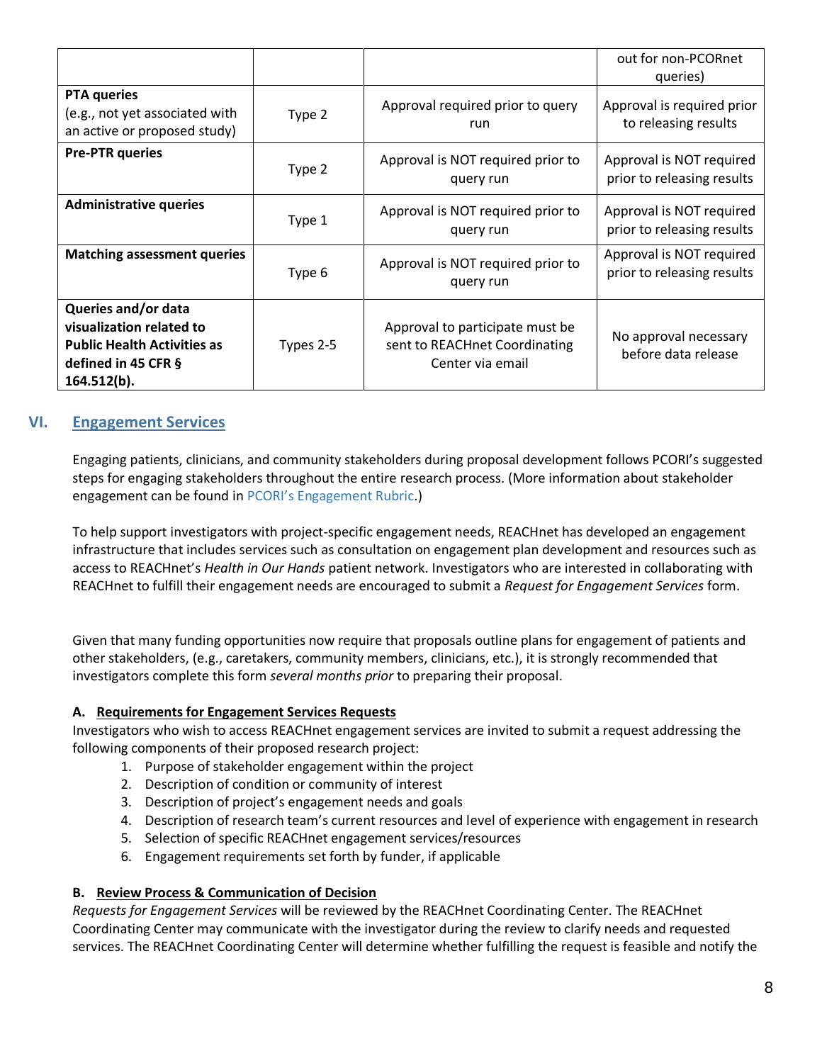| | | | out for non-PCORnet queries) |
|---|---|---|---|
| **PTA queries** (e.g., not yet associated with an active or proposed study) | Type 2 | Approval required prior to query run | Approval is required prior to releasing results |
| **Pre-PTR queries** | Type 2 | Approval is NOT required prior to query run | Approval is NOT required prior to releasing results |
| **Administrative queries** | Type 1 | Approval is NOT required prior to query run | Approval is NOT required prior to releasing results |
| **Matching assessment queries** | Type 6 | Approval is NOT required prior to query run | Approval is NOT required prior to releasing results |
| **Queries and/or data visualization related to Public Health Activities as defined in 45 CFR § 164.512(b).** | Types 2-5 | Approval to participate must be sent to REACHnet Coordinating Center via email | No approval necessary before data release |

## VI. Engagement Services

Engaging patients, clinicians, and community stakeholders during proposal development follows PCORI's suggested steps for engaging stakeholders throughout the entire research process. (More information about stakeholder engagement can be found in PCORI's Engagement Rubric.)

To help support investigators with project-specific engagement needs, REACHnet has developed an engagement infrastructure that includes services such as consultation on engagement plan development and resources such as access to REACHnet's *Health in Our Hands* patient network. Investigators who are interested in collaborating with REACHnet to fulfill their engagement needs are encouraged to submit a *Request for Engagement Services* form.

Given that many funding opportunities now require that proposals outline plans for engagement of patients and other stakeholders, (e.g., caretakers, community members, clinicians, etc.), it is strongly recommended that investigators complete this form *several months prior* to preparing their proposal.

### A. Requirements for Engagement Services Requests

Investigators who wish to access REACHnet engagement services are invited to submit a request addressing the following components of their proposed research project:

1. Purpose of stakeholder engagement within the project
2. Description of condition or community of interest
3. Description of project's engagement needs and goals
4. Description of research team's current resources and level of experience with engagement in research
5. Selection of specific REACHnet engagement services/resources
6. Engagement requirements set forth by funder, if applicable

### B. Review Process & Communication of Decision

*Requests for Engagement Services* will be reviewed by the REACHnet Coordinating Center. The REACHnet Coordinating Center may communicate with the investigator during the review to clarify needs and requested services. The REACHnet Coordinating Center will determine whether fulfilling the request is feasible and notify the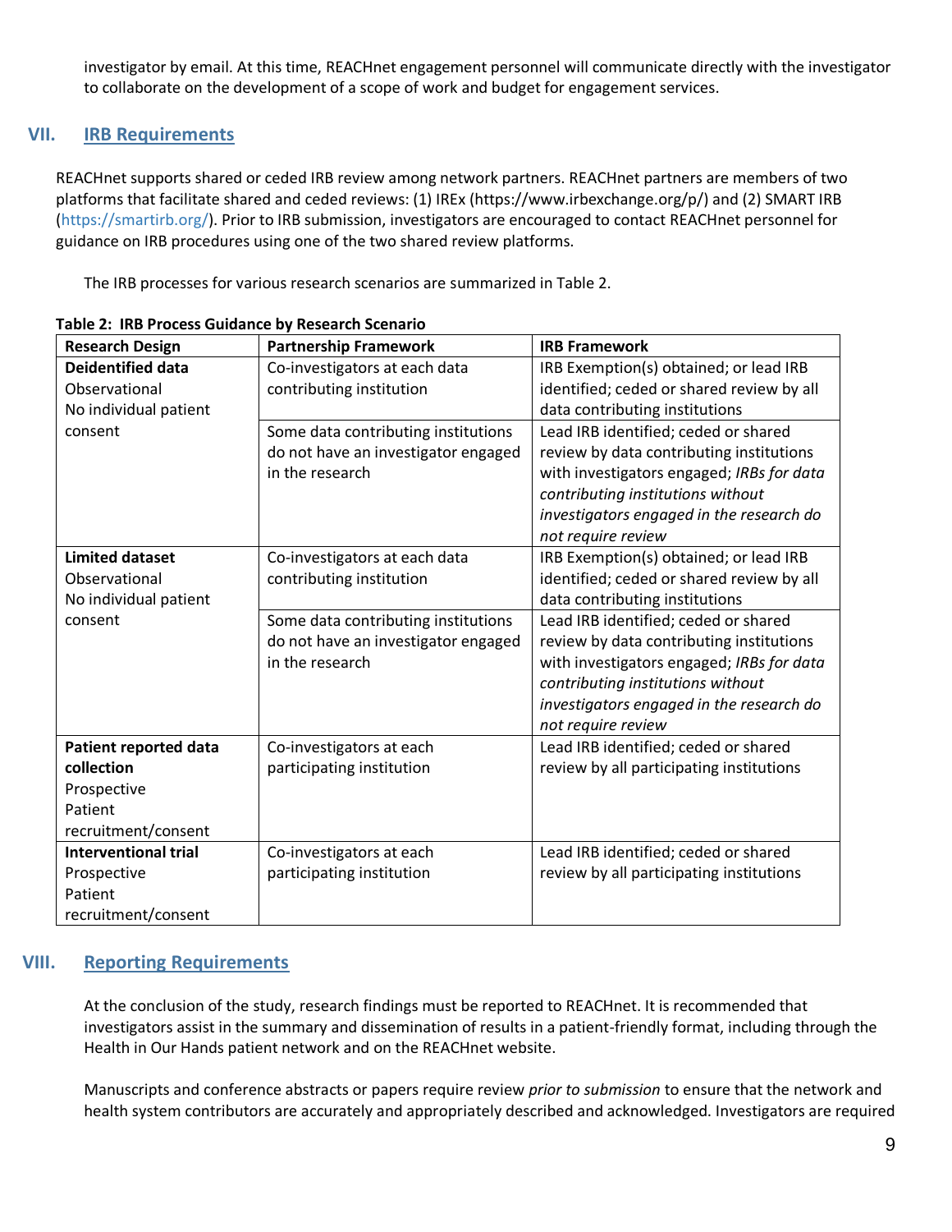investigator by email. At this time, REACHnet engagement personnel will communicate directly with the investigator to collaborate on the development of a scope of work and budget for engagement services.

## VII. IRB Requirements

REACHnet supports shared or ceded IRB review among network partners. REACHnet partners are members of two platforms that facilitate shared and ceded reviews: (1) IREx (https://www.irbexchange.org/p/) and (2) SMART IRB (https://smartirb.org/). Prior to IRB submission, investigators are encouraged to contact REACHnet personnel for guidance on IRB procedures using one of the two shared review platforms.

The IRB processes for various research scenarios are summarized in Table 2.

**Table 2: IRB Process Guidance by Research Scenario**

| Research Design | Partnership Framework | IRB Framework |
| --- | --- | --- |
| **Deidentified data** Observational No individual patient consent | Co-investigators at each data contributing institution | IRB Exemption(s) obtained; or lead IRB identified; ceded or shared review by all data contributing institutions |
| | Some data contributing institutions do not have an investigator engaged in the research | Lead IRB identified; ceded or shared review by data contributing institutions with investigators engaged; *IRBs for data contributing institutions without investigators engaged in the research do not require review* |
| **Limited dataset** Observational No individual patient consent | Co-investigators at each data contributing institution | IRB Exemption(s) obtained; or lead IRB identified; ceded or shared review by all data contributing institutions |
| | Some data contributing institutions do not have an investigator engaged in the research | Lead IRB identified; ceded or shared review by data contributing institutions with investigators engaged; *IRBs for data contributing institutions without investigators engaged in the research do not require review* |
| **Patient reported data collection** Prospective Patient recruitment/consent | Co-investigators at each participating institution | Lead IRB identified; ceded or shared review by all participating institutions |
| **Interventional trial** Prospective Patient recruitment/consent | Co-investigators at each participating institution | Lead IRB identified; ceded or shared review by all participating institutions |

## VIII. Reporting Requirements

At the conclusion of the study, research findings must be reported to REACHnet. It is recommended that investigators assist in the summary and dissemination of results in a patient-friendly format, including through the Health in Our Hands patient network and on the REACHnet website.

Manuscripts and conference abstracts or papers require review *prior to submission* to ensure that the network and health system contributors are accurately and appropriately described and acknowledged. Investigators are required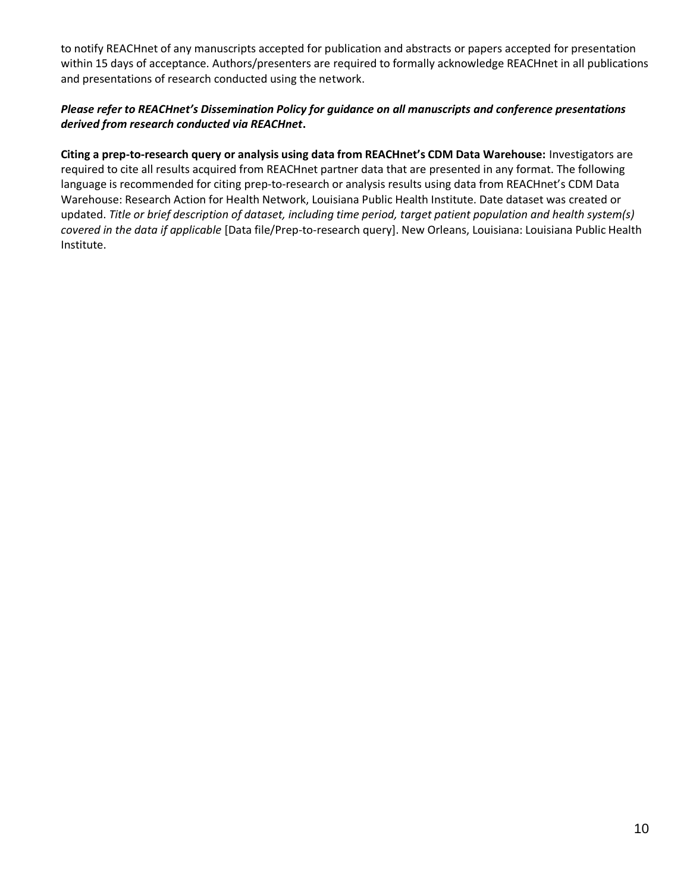to notify REACHnet of any manuscripts accepted for publication and abstracts or papers accepted for presentation within 15 days of acceptance. Authors/presenters are required to formally acknowledge REACHnet in all publications and presentations of research conducted using the network.

***Please refer to REACHnet's Dissemination Policy for guidance on all manuscripts and conference presentations derived from research conducted via REACHnet.***

**Citing a prep-to-research query or analysis using data from REACHnet's CDM Data Warehouse:** Investigators are required to cite all results acquired from REACHnet partner data that are presented in any format. The following language is recommended for citing prep-to-research or analysis results using data from REACHnet's CDM Data Warehouse: Research Action for Health Network, Louisiana Public Health Institute. Date dataset was created or updated. *Title or brief description of dataset, including time period, target patient population and health system(s) covered in the data if applicable* [Data file/Prep-to-research query]. New Orleans, Louisiana: Louisiana Public Health Institute.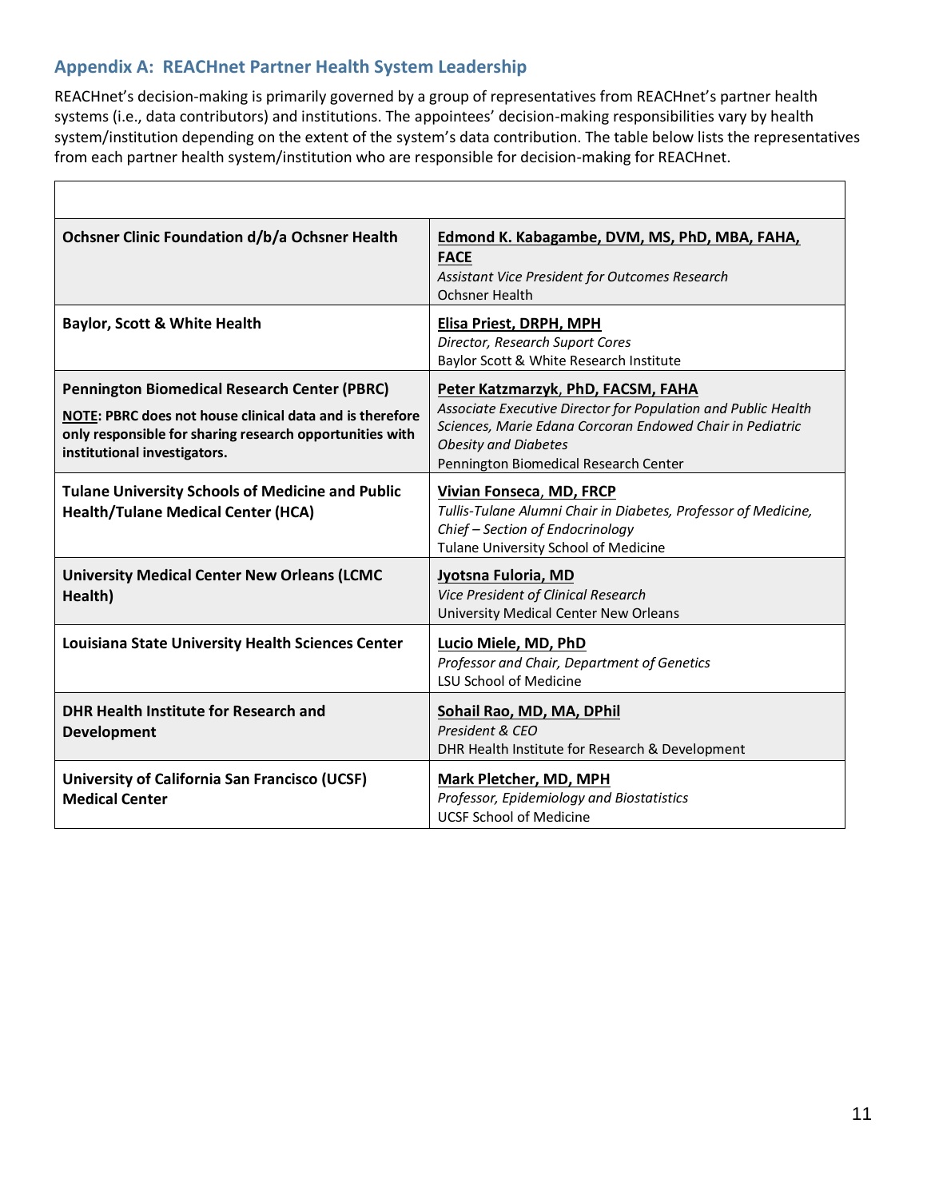## Appendix A: REACHnet Partner Health System Leadership

REACHnet's decision-making is primarily governed by a group of representatives from REACHnet's partner health systems (i.e., data contributors) and institutions. The appointees' decision-making responsibilities vary by health system/institution depending on the extent of the system's data contribution. The table below lists the representatives from each partner health system/institution who are responsible for decision-making for REACHnet.

| | |
|---|---|
| **Ochsner Clinic Foundation d/b/a Ochsner Health** | **Edmond K. Kabagambe, DVM, MS, PhD, MBA, FAHA, FACE**<br>*Assistant Vice President for Outcomes Research*<br>Ochsner Health |
| **Baylor, Scott & White Health** | **Elisa Priest, DRPH, MPH**<br>*Director, Research Suport Cores*<br>Baylor Scott & White Research Institute |
| **Pennington Biomedical Research Center (PBRC)**<br>**NOTE: PBRC does not house clinical data and is therefore only responsible for sharing research opportunities with institutional investigators.** | **Peter Katzmarzyk, PhD, FACSM, FAHA**<br>*Associate Executive Director for Population and Public Health Sciences, Marie Edana Corcoran Endowed Chair in Pediatric Obesity and Diabetes*<br>Pennington Biomedical Research Center |
| **Tulane University Schools of Medicine and Public Health/Tulane Medical Center (HCA)** | **Vivian Fonseca, MD, FRCP**<br>*Tullis-Tulane Alumni Chair in Diabetes, Professor of Medicine, Chief – Section of Endocrinology*<br>Tulane University School of Medicine |
| **University Medical Center New Orleans (LCMC Health)** | **Jyotsna Fuloria, MD**<br>*Vice President of Clinical Research*<br>University Medical Center New Orleans |
| **Louisiana State University Health Sciences Center** | **Lucio Miele, MD, PhD**<br>*Professor and Chair, Department of Genetics*<br>LSU School of Medicine |
| **DHR Health Institute for Research and Development** | **Sohail Rao, MD, MA, DPhil**<br>*President & CEO*<br>DHR Health Institute for Research & Development |
| **University of California San Francisco (UCSF) Medical Center** | **Mark Pletcher, MD, MPH**<br>*Professor, Epidemiology and Biostatistics*<br>UCSF School of Medicine |